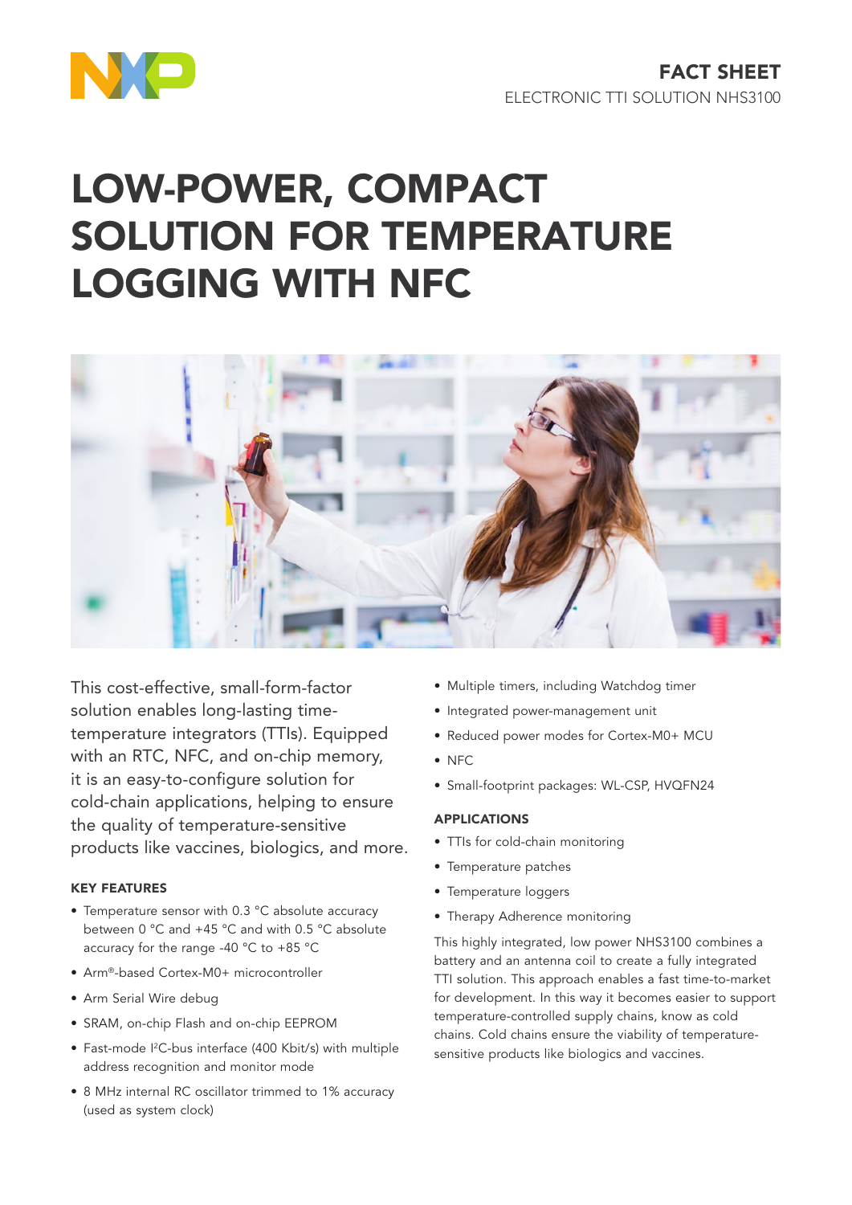FACT SHEET
ELECTRONIC TTI SOLUTION NHS3100

# LOW-POWER, COMPACT SOLUTION FOR TEMPERATURE LOGGING WITH NFC

This cost-effective, small-form-factor solution enables long-lasting time-temperature integrators (TTIs). Equipped with an RTC, NFC, and on-chip memory, it is an easy-to-configure solution for cold-chain applications, helping to ensure the quality of temperature-sensitive products like vaccines, biologics, and more.

### KEY FEATURES

- Temperature sensor with 0.3 °C absolute accuracy between 0 °C and +45 °C and with 0.5 °C absolute accuracy for the range -40 °C to +85 °C
- Arm®-based Cortex-M0+ microcontroller
- Arm Serial Wire debug
- SRAM, on-chip Flash and on-chip EEPROM
- Fast-mode I²C-bus interface (400 Kbit/s) with multiple address recognition and monitor mode
- 8 MHz internal RC oscillator trimmed to 1% accuracy (used as system clock)
- Multiple timers, including Watchdog timer
- Integrated power-management unit
- Reduced power modes for Cortex-M0+ MCU
- NFC
- Small-footprint packages: WL-CSP, HVQFN24

### APPLICATIONS

- TTIs for cold-chain monitoring
- Temperature patches
- Temperature loggers
- Therapy Adherence monitoring

This highly integrated, low power NHS3100 combines a battery and an antenna coil to create a fully integrated TTI solution. This approach enables a fast time-to-market for development. In this way it becomes easier to support temperature-controlled supply chains, know as cold chains. Cold chains ensure the viability of temperature-sensitive products like biologics and vaccines.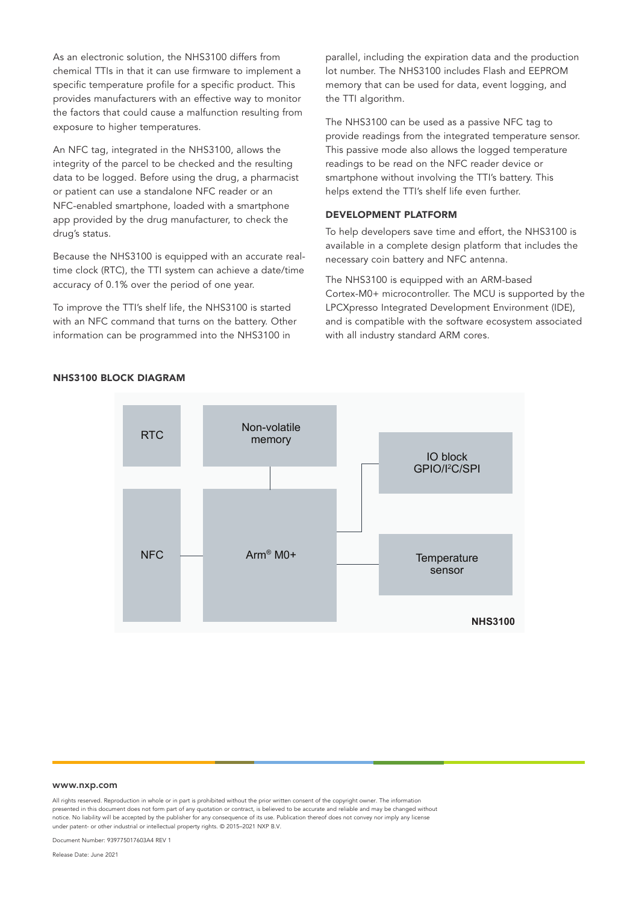As an electronic solution, the NHS3100 differs from chemical TTIs in that it can use firmware to implement a specific temperature profile for a specific product. This provides manufacturers with an effective way to monitor the factors that could cause a malfunction resulting from exposure to higher temperatures.

An NFC tag, integrated in the NHS3100, allows the integrity of the parcel to be checked and the resulting data to be logged. Before using the drug, a pharmacist or patient can use a standalone NFC reader or an NFC-enabled smartphone, loaded with a smartphone app provided by the drug manufacturer, to check the drug's status.

Because the NHS3100 is equipped with an accurate real-time clock (RTC), the TTI system can achieve a date/time accuracy of 0.1% over the period of one year.

To improve the TTI's shelf life, the NHS3100 is started with an NFC command that turns on the battery. Other information can be programmed into the NHS3100 in parallel, including the expiration data and the production lot number. The NHS3100 includes Flash and EEPROM memory that can be used for data, event logging, and the TTI algorithm.

The NHS3100 can be used as a passive NFC tag to provide readings from the integrated temperature sensor. This passive mode also allows the logged temperature readings to be read on the NFC reader device or smartphone without involving the TTI's battery. This helps extend the TTI's shelf life even further.

## DEVELOPMENT PLATFORM

To help developers save time and effort, the NHS3100 is available in a complete design platform that includes the necessary coin battery and NFC antenna.

The NHS3100 is equipped with an ARM-based Cortex-M0+ microcontroller. The MCU is supported by the LPCXpresso Integrated Development Environment (IDE), and is compatible with the software ecosystem associated with all industry standard ARM cores.

## NHS3100 BLOCK DIAGRAM

RTC

Non-volatile memory

IO block GPIO/I²C/SPI

NFC

Arm® M0+

Temperature sensor

NHS3100

www.nxp.com

All rights reserved. Reproduction in whole or in part is prohibited without the prior written consent of the copyright owner. The information presented in this document does not form part of any quotation or contract, is believed to be accurate and reliable and may be changed without notice. No liability will be accepted by the publisher for any consequence of its use. Publication thereof does not convey nor imply any license under patent- or other industrial or intellectual property rights. © 2015–2021 NXP B.V.

Document Number: 939775017603A4 REV 1

Release Date: June 2021